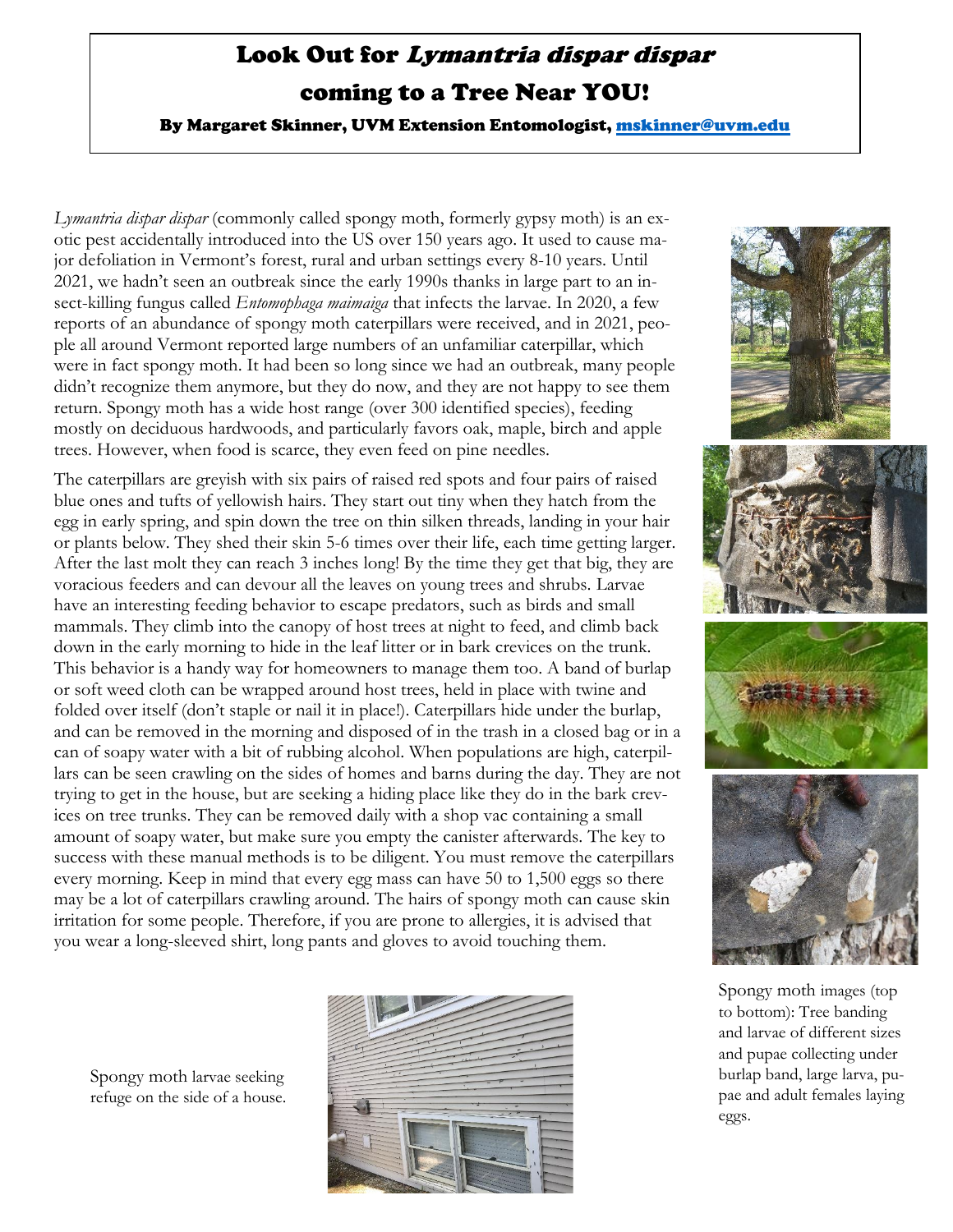# Look Out for *Lymantria dispar dispar* coming to a Tree Near YOU!

**By Margaret Skinner, UVM Extension Entomologist, mskinner@uvm.edu**

*Lymantria dispar dispar* (commonly called spongy moth, formerly gypsy moth) is an exotic pest accidentally introduced into the US over 150 years ago. It used to cause major defoliation in Vermont's forest, rural and urban settings every 8-10 years. Until 2021, we hadn't seen an outbreak since the early 1990s thanks in large part to an insect-killing fungus called *Entomophaga maimaiga* that infects the larvae. In 2020, a few reports of an abundance of spongy moth caterpillars were received, and in 2021, people all around Vermont reported large numbers of an unfamiliar caterpillar, which were in fact spongy moth. It had been so long since we had an outbreak, many people didn't recognize them anymore, but they do now, and they are not happy to see them return. Spongy moth has a wide host range (over 300 identified species), feeding mostly on deciduous hardwoods, and particularly favors oak, maple, birch and apple trees. However, when food is scarce, they even feed on pine needles.

The caterpillars are greyish with six pairs of raised red spots and four pairs of raised blue ones and tufts of yellowish hairs. They start out tiny when they hatch from the egg in early spring, and spin down the tree on thin silken threads, landing in your hair or plants below. They shed their skin 5-6 times over their life, each time getting larger. After the last molt they can reach 3 inches long! By the time they get that big, they are voracious feeders and can devour all the leaves on young trees and shrubs. Larvae have an interesting feeding behavior to escape predators, such as birds and small mammals. They climb into the canopy of host trees at night to feed, and climb back down in the early morning to hide in the leaf litter or in bark crevices on the trunk. This behavior is a handy way for homeowners to manage them too. A band of burlap or soft weed cloth can be wrapped around host trees, held in place with twine and folded over itself (don't staple or nail it in place!). Caterpillars hide under the burlap, and can be removed in the morning and disposed of in the trash in a closed bag or in a can of soapy water with a bit of rubbing alcohol. When populations are high, caterpillars can be seen crawling on the sides of homes and barns during the day. They are not trying to get in the house, but are seeking a hiding place like they do in the bark crevices on tree trunks. They can be removed daily with a shop vac containing a small amount of soapy water, but make sure you empty the canister afterwards. The key to success with these manual methods is to be diligent. You must remove the caterpillars every morning. Keep in mind that every egg mass can have 50 to 1,500 eggs so there may be a lot of caterpillars crawling around. The hairs of spongy moth can cause skin irritation for some people. Therefore, if you are prone to allergies, it is advised that you wear a long-sleeved shirt, long pants and gloves to avoid touching them.

Spongy moth images (top to bottom): Tree banding and larvae of different sizes and pupae collecting under burlap band, large larva, pupae and adult females laying eggs.

Spongy moth larvae seeking refuge on the side of a house.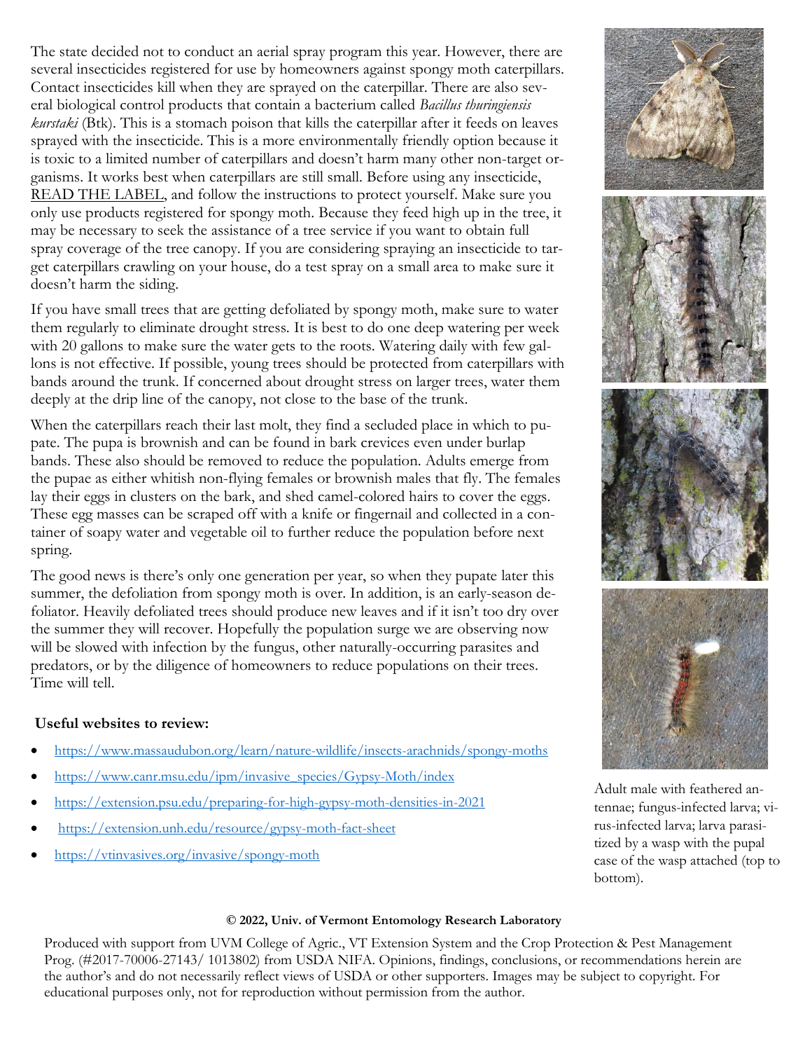The state decided not to conduct an aerial spray program this year. However, there are several insecticides registered for use by homeowners against spongy moth caterpillars. Contact insecticides kill when they are sprayed on the caterpillar. There are also several biological control products that contain a bacterium called *Bacillus thuringiensis kurstaki* (Btk). This is a stomach poison that kills the caterpillar after it feeds on leaves sprayed with the insecticide. This is a more environmentally friendly option because it is toxic to a limited number of caterpillars and doesn't harm many other non-target organisms. It works best when caterpillars are still small. Before using any insecticide, READ THE LABEL, and follow the instructions to protect yourself. Make sure you only use products registered for spongy moth. Because they feed high up in the tree, it may be necessary to seek the assistance of a tree service if you want to obtain full spray coverage of the tree canopy. If you are considering spraying an insecticide to target caterpillars crawling on your house, do a test spray on a small area to make sure it doesn't harm the siding.

If you have small trees that are getting defoliated by spongy moth, make sure to water them regularly to eliminate drought stress. It is best to do one deep watering per week with 20 gallons to make sure the water gets to the roots. Watering daily with few gallons is not effective. If possible, young trees should be protected from caterpillars with bands around the trunk. If concerned about drought stress on larger trees, water them deeply at the drip line of the canopy, not close to the base of the trunk.

When the caterpillars reach their last molt, they find a secluded place in which to pupate. The pupa is brownish and can be found in bark crevices even under burlap bands. These also should be removed to reduce the population. Adults emerge from the pupae as either whitish non-flying females or brownish males that fly. The females lay their eggs in clusters on the bark, and shed camel-colored hairs to cover the eggs. These egg masses can be scraped off with a knife or fingernail and collected in a container of soapy water and vegetable oil to further reduce the population before next spring.

The good news is there's only one generation per year, so when they pupate later this summer, the defoliation from spongy moth is over. In addition, is an early-season defoliator. Heavily defoliated trees should produce new leaves and if it isn't too dry over the summer they will recover. Hopefully the population surge we are observing now will be slowed with infection by the fungus, other naturally-occurring parasites and predators, or by the diligence of homeowners to reduce populations on their trees. Time will tell.

Adult male with feathered antennae; fungus-infected larva; virus-infected larva; larva parasitized by a wasp with the pupal case of the wasp attached (top to bottom).

**Useful websites to review:**

- https://www.massaudubon.org/learn/nature-wildlife/insects-arachnids/spongy-moths
- https://www.canr.msu.edu/ipm/invasive_species/Gypsy-Moth/index
- https://extension.psu.edu/preparing-for-high-gypsy-moth-densities-in-2021
- https://extension.unh.edu/resource/gypsy-moth-fact-sheet
- https://vtinvasives.org/invasive/spongy-moth

**© 2022, Univ. of Vermont Entomology Research Laboratory**

Produced with support from UVM College of Agric., VT Extension System and the Crop Protection & Pest Management Prog. (#2017-70006-27143/ 1013802) from USDA NIFA. Opinions, findings, conclusions, or recommendations herein are the author's and do not necessarily reflect views of USDA or other supporters. Images may be subject to copyright. For educational purposes only, not for reproduction without permission from the author.